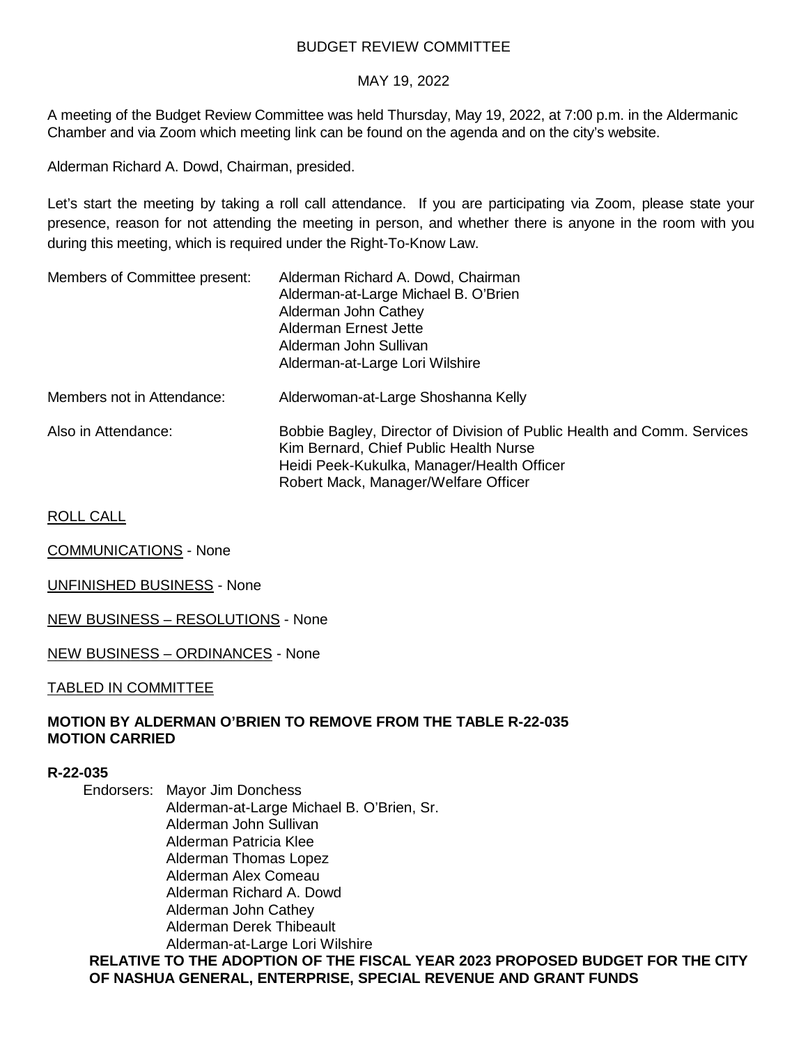BUDGET REVIEW COMMITTEE

MAY 19, 2022

A meeting of the Budget Review Committee was held Thursday, May 19, 2022, at 7:00 p.m. in the Aldermanic Chamber and via Zoom which meeting link can be found on the agenda and on the city's website.

Alderman Richard A. Dowd, Chairman, presided.

Let's start the meeting by taking a roll call attendance. If you are participating via Zoom, please state your presence, reason for not attending the meeting in person, and whether there is anyone in the room with you during this meeting, which is required under the Right-To-Know Law.

Members of Committee present:
Alderman Richard A. Dowd, Chairman
Alderman-at-Large Michael B. O'Brien
Alderman John Cathey
Alderman Ernest Jette
Alderman John Sullivan
Alderman-at-Large Lori Wilshire

Members not in Attendance:
Alderwoman-at-Large Shoshanna Kelly

Also in Attendance:
Bobbie Bagley, Director of Division of Public Health and Comm. Services
Kim Bernard, Chief Public Health Nurse
Heidi Peek-Kukulka, Manager/Health Officer
Robert Mack, Manager/Welfare Officer

ROLL CALL

COMMUNICATIONS - None

UNFINISHED BUSINESS - None

NEW BUSINESS – RESOLUTIONS - None

NEW BUSINESS – ORDINANCES - None

TABLED IN COMMITTEE

**MOTION BY ALDERMAN O'BRIEN TO REMOVE FROM THE TABLE R-22-035**
**MOTION CARRIED**

**R-22-035**

Endorsers: Mayor Jim Donchess
Alderman-at-Large Michael B. O'Brien, Sr.
Alderman John Sullivan
Alderman Patricia Klee
Alderman Thomas Lopez
Alderman Alex Comeau
Alderman Richard A. Dowd
Alderman John Cathey
Alderman Derek Thibeault
Alderman-at-Large Lori Wilshire

**RELATIVE TO THE ADOPTION OF THE FISCAL YEAR 2023 PROPOSED BUDGET FOR THE CITY OF NASHUA GENERAL, ENTERPRISE, SPECIAL REVENUE AND GRANT FUNDS**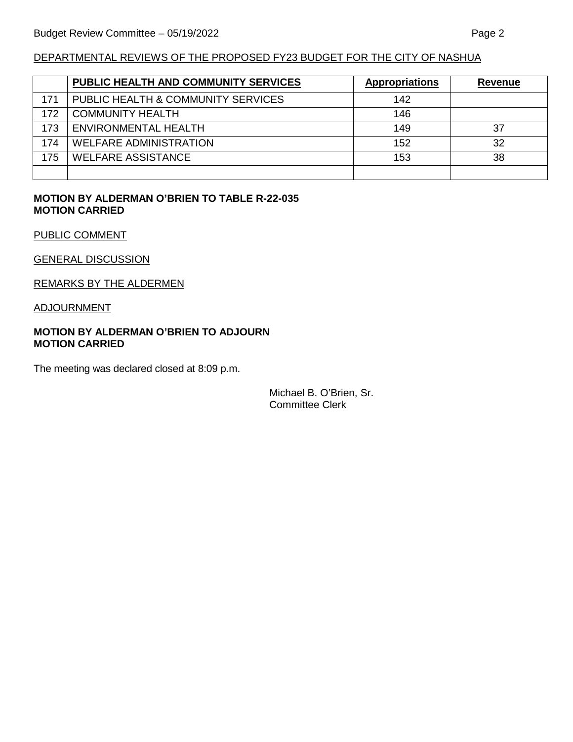DEPARTMENTAL REVIEWS OF THE PROPOSED FY23 BUDGET FOR THE CITY OF NASHUA

| | PUBLIC HEALTH AND COMMUNITY SERVICES | Appropriations | Revenue |
|---|---|---|---|
| 171 | PUBLIC HEALTH & COMMUNITY SERVICES | 142 | |
| 172 | COMMUNITY HEALTH | 146 | |
| 173 | ENVIRONMENTAL HEALTH | 149 | 37 |
| 174 | WELFARE ADMINISTRATION | 152 | 32 |
| 175 | WELFARE ASSISTANCE | 153 | 38 |
| | | | |

**MOTION BY ALDERMAN O'BRIEN TO TABLE R-22-035**
**MOTION CARRIED**

PUBLIC COMMENT

GENERAL DISCUSSION

REMARKS BY THE ALDERMEN

ADJOURNMENT

**MOTION BY ALDERMAN O'BRIEN TO ADJOURN**
**MOTION CARRIED**

The meeting was declared closed at 8:09 p.m.

Michael B. O'Brien, Sr.
Committee Clerk